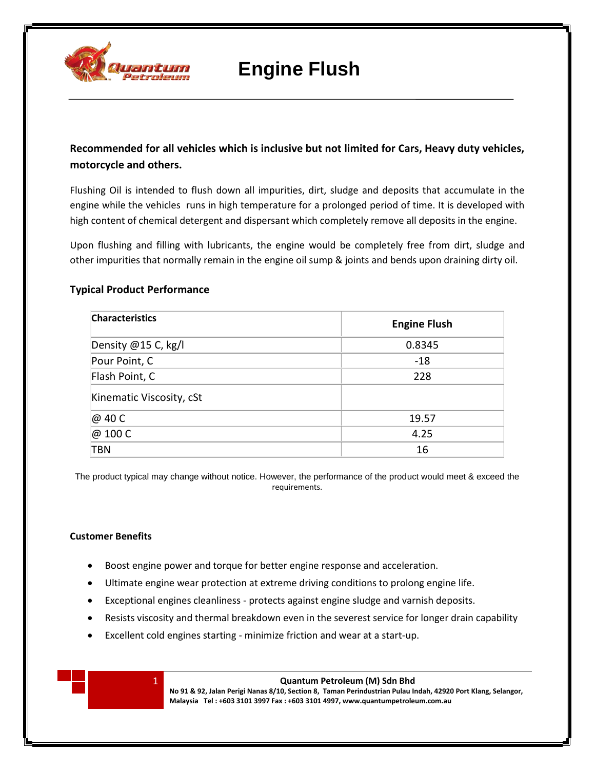# Engine Flush

**Recommended for all vehicles which is inclusive but not limited for Cars, Heavy duty vehicles, motorcycle and others.**

Flushing Oil is intended to flush down all impurities, dirt, sludge and deposits that accumulate in the engine while the vehicles runs in high temperature for a prolonged period of time. It is developed with high content of chemical detergent and dispersant which completely remove all deposits in the engine.

Upon flushing and filling with lubricants, the engine would be completely free from dirt, sludge and other impurities that normally remain in the engine oil sump & joints and bends upon draining dirty oil.

## Typical Product Performance

| Characteristics | Engine Flush |
|---|---|
| Density @15 C, kg/l | 0.8345 |
| Pour Point, C | -18 |
| Flash Point, C | 228 |
| Kinematic Viscosity, cSt | |
| @ 40 C | 19.57 |
| @ 100 C | 4.25 |
| TBN | 16 |

The product typical may change without notice. However, the performance of the product would meet & exceed the requirements.

### Customer Benefits

- Boost engine power and torque for better engine response and acceleration.
- Ultimate engine wear protection at extreme driving conditions to prolong engine life.
- Exceptional engines cleanliness - protects against engine sludge and varnish deposits.
- Resists viscosity and thermal breakdown even in the severest service for longer drain capability
- Excellent cold engines starting - minimize friction and wear at a start-up.

**Quantum Petroleum (M) Sdn Bhd**
**No 91 & 92, Jalan Perigi Nanas 8/10, Section 8, Taman Perindustrian Pulau Indah, 42920 Port Klang, Selangor, Malaysia Tel : +603 3101 3997 Fax : +603 3101 4997, www.quantumpetroleum.com.au**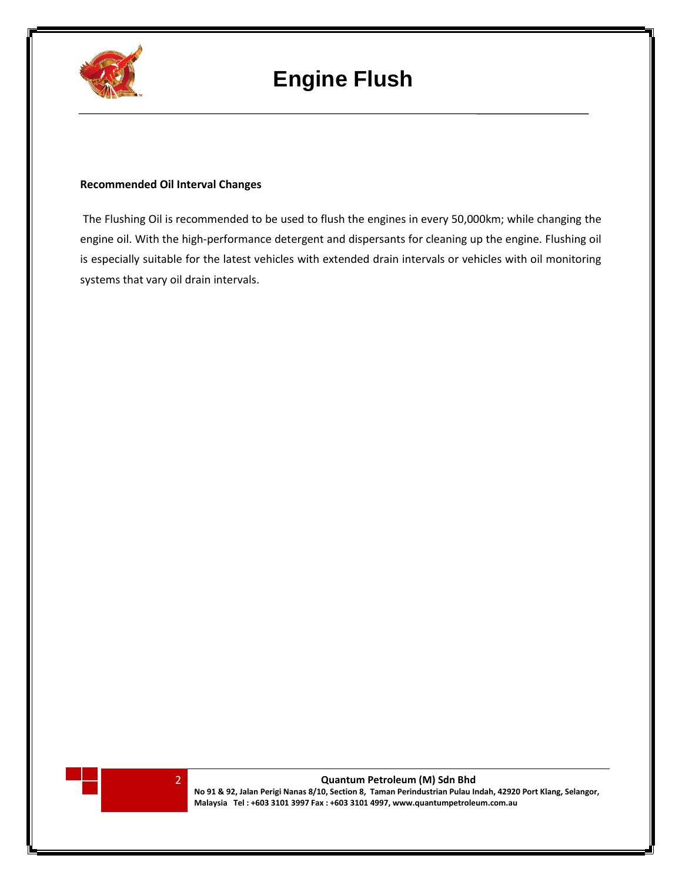# Engine Flush

**Recommended Oil Interval Changes**

The Flushing Oil is recommended to be used to flush the engines in every 50,000km; while changing the engine oil. With the high-performance detergent and dispersants for cleaning up the engine. Flushing oil is especially suitable for the latest vehicles with extended drain intervals or vehicles with oil monitoring systems that vary oil drain intervals.

**Quantum Petroleum (M) Sdn Bhd**

**No 91 & 92, Jalan Perigi Nanas 8/10, Section 8, Taman Perindustrian Pulau Indah, 42920 Port Klang, Selangor, Malaysia Tel : +603 3101 3997 Fax : +603 3101 4997, www.quantumpetroleum.com.au**